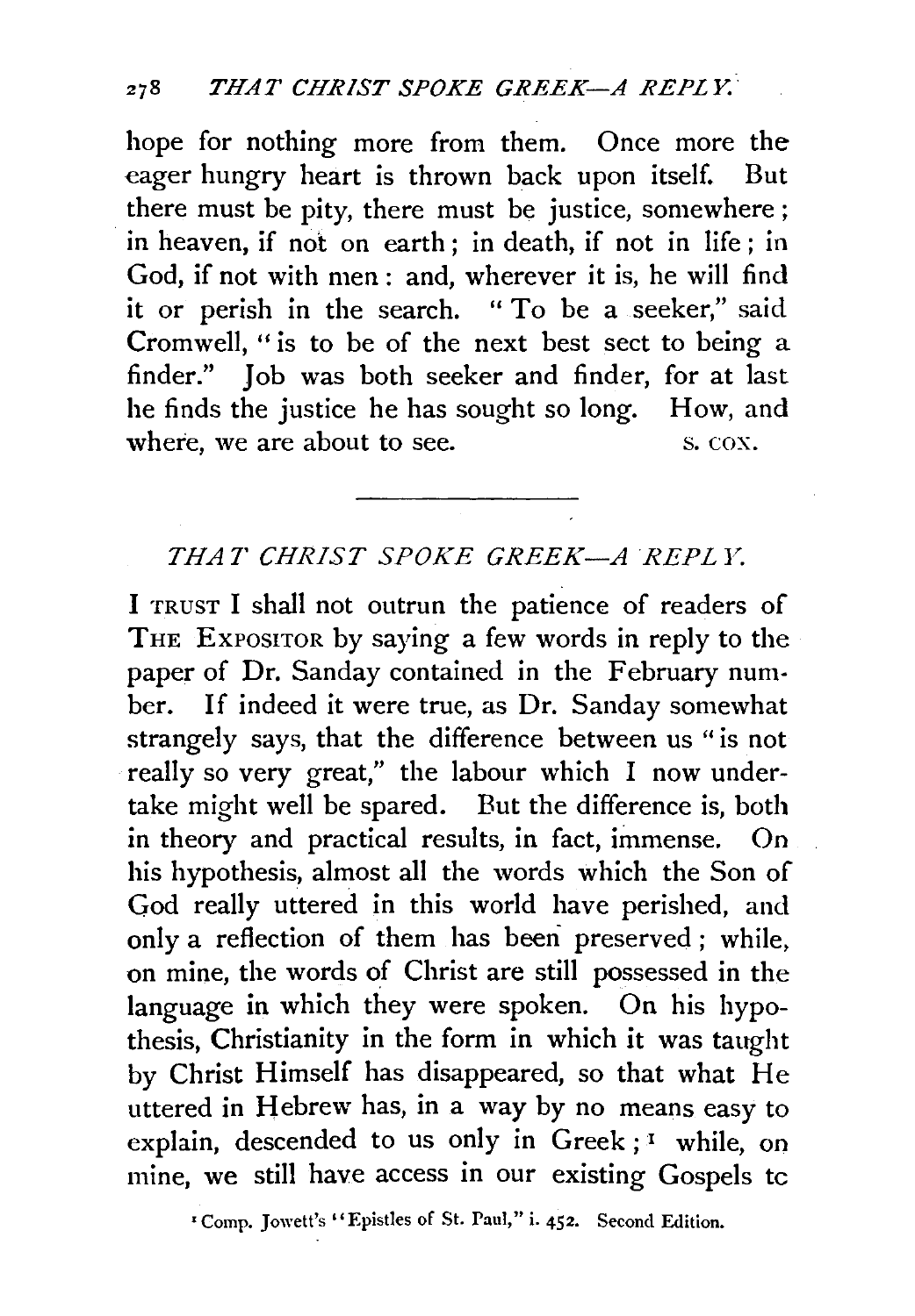hope for nothing more from them. Once more the eager hungry heart is thrown back upon itself. But there must be pity, there must be justice, somewhere; in heaven, if not on earth; in death, if not in life; in God, if not with men: and, wherever it is, he will find it or perish in the search. "To be a seeker," said Cromwell, "is to be of the next best sect to being a finder." Job was both seeker and finder, for at last he finds the justice he has sought so long. How, and where, we are about to see.

S. COX.

---

## *THAT CHRIST SPOKE GREEK—A REPLY.*

I TRUST I shall not outrun the patience of readers of THE EXPOSITOR by saying a few words in reply to the paper of Dr. Sanday contained in the February number. If indeed it were true, as Dr. Sanday somewhat strangely says, that the difference between us "is not really so very great," the labour which I now undertake might well be spared. But the difference is, both in theory and practical results, in fact, immense. On his hypothesis, almost all the words which the Son of God really uttered in this world have perished, and only a reflection of them has been preserved; while, on mine, the words of Christ are still possessed in the language in which they were spoken. On his hypothesis, Christianity in the form in which it was taught by Christ Himself has disappeared, so that what He uttered in Hebrew has, in a way by no means easy to explain, descended to us only in Greek;[1] while, on mine, we still have access in our existing Gospels to

[1] Comp. Jowett's "Epistles of St. Paul," i. 452. Second Edition.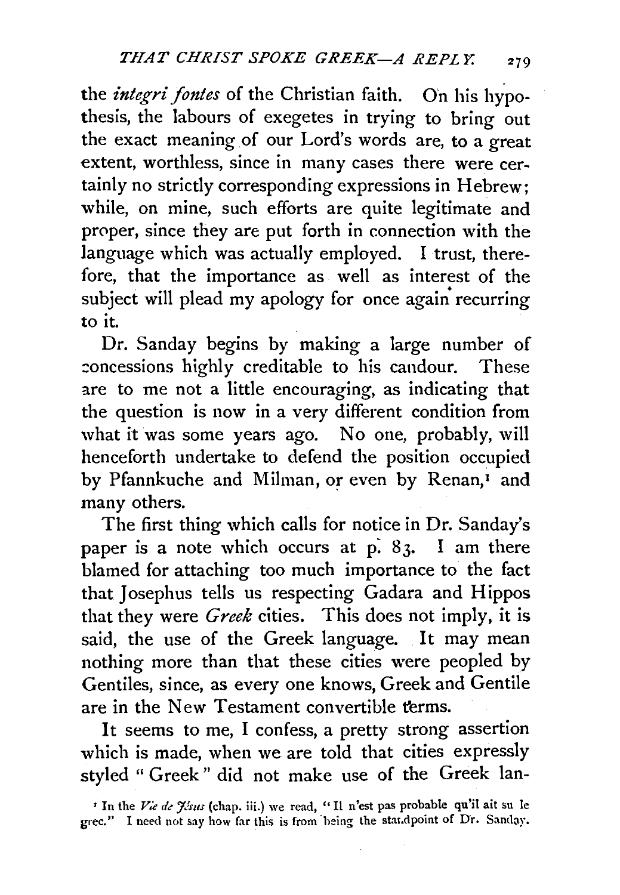the *integri fontes* of the Christian faith. On his hypothesis, the labours of exegetes in trying to bring out the exact meaning of our Lord's words are, to a great extent, worthless, since in many cases there were certainly no strictly corresponding expressions in Hebrew; while, on mine, such efforts are quite legitimate and proper, since they are put forth in connection with the language which was actually employed. I trust, therefore, that the importance as well as interest of the subject will plead my apology for once again recurring to it.

Dr. Sanday begins by making a large number of concessions highly creditable to his candour. These are to me not a little encouraging, as indicating that the question is now in a very different condition from what it was some years ago. No one, probably, will henceforth undertake to defend the position occupied by Pfannkuche and Milman, or even by Renan,[1] and many others.

The first thing which calls for notice in Dr. Sanday's paper is a note which occurs at p. 83. I am there blamed for attaching too much importance to the fact that Josephus tells us respecting Gadara and Hippos that they were *Greek* cities. This does not imply, it is said, the use of the Greek language. It may mean nothing more than that these cities were peopled by Gentiles, since, as every one knows, Greek and Gentile are in the New Testament convertible terms.

It seems to me, I confess, a pretty strong assertion which is made, when we are told that cities expressly styled "Greek" did not make use of the Greek lan-

[1] In the *Vie de Jésus* (chap. iii.) we read, "Il n'est pas probable qu'il ait su le grec." I need not say how far this is from being the standpoint of Dr. Sanday.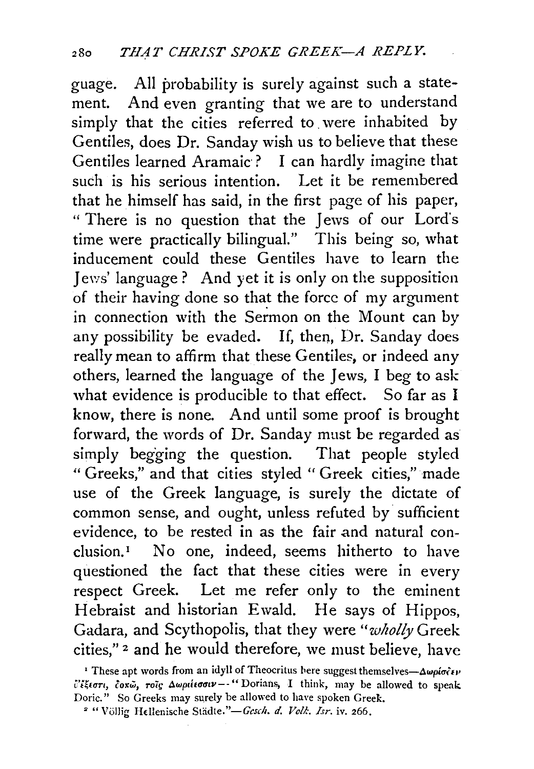guage. All probability is surely against such a statement. And even granting that we are to understand simply that the cities referred to were inhabited by Gentiles, does Dr. Sanday wish us to believe that these Gentiles learned Aramaic? I can hardly imagine that such is his serious intention. Let it be remembered that he himself has said, in the first page of his paper, "There is no question that the Jews of our Lord's time were practically bilingual." This being so, what inducement could these Gentiles have to learn the Jews' language? And yet it is only on the supposition of their having done so that the force of my argument in connection with the Sermon on the Mount can by any possibility be evaded. If, then, Dr. Sanday does really mean to affirm that these Gentiles, or indeed any others, learned the language of the Jews, I beg to ask what evidence is producible to that effect. So far as I know, there is none. And until some proof is brought forward, the words of Dr. Sanday must be regarded as simply begging the question. That people styled "Greeks," and that cities styled "Greek cities," made use of the Greek language, is surely the dictate of common sense, and ought, unless refuted by sufficient evidence, to be rested in as the fair and natural conclusion.[1] No one, indeed, seems hitherto to have questioned the fact that these cities were in every respect Greek. Let me refer only to the eminent Hebraist and historian Ewald. He says of Hippos, Gadara, and Scythopolis, that they were "*wholly* Greek cities,"[2] and he would therefore, we must believe, have

[1] These apt words from an idyll of Theocritus here suggest themselves—Δωρίσδεν ἔξεστι, δοκῶ, τοῖς Δωριέεσσιν—"Dorians, I think, may be allowed to speak Doric." So Greeks may surely be allowed to have spoken Greek.

[2] "Völlig Hellenische Städte."—*Gesch. d. Volk. Isr.* iv. 266.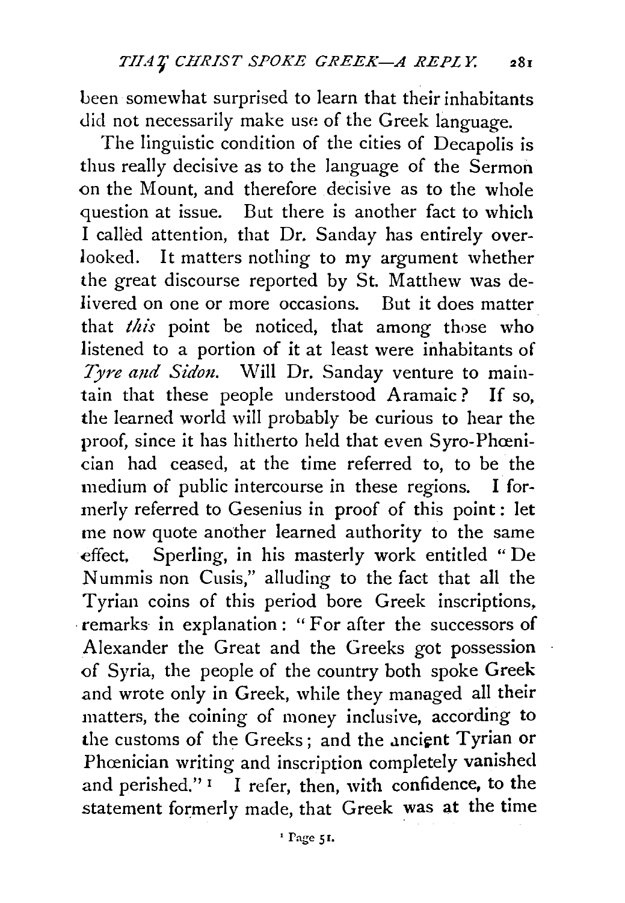been somewhat surprised to learn that their inhabitants did not necessarily make use of the Greek language.

The linguistic condition of the cities of Decapolis is thus really decisive as to the language of the Sermon on the Mount, and therefore decisive as to the whole question at issue. But there is another fact to which I called attention, that Dr. Sanday has entirely overlooked. It matters nothing to my argument whether the great discourse reported by St. Matthew was delivered on one or more occasions. But it does matter that *this* point be noticed, that among those who listened to a portion of it at least were inhabitants of *Tyre and Sidon.* Will Dr. Sanday venture to maintain that these people understood Aramaic? If so, the learned world will probably be curious to hear the proof, since it has hitherto held that even Syro-Phœnician had ceased, at the time referred to, to be the medium of public intercourse in these regions. I formerly referred to Gesenius in proof of this point: let me now quote another learned authority to the same effect. Sperling, in his masterly work entitled "De Nummis non Cusis," alluding to the fact that all the Tyrian coins of this period bore Greek inscriptions, remarks in explanation: "For after the successors of Alexander the Great and the Greeks got possession of Syria, the people of the country both spoke Greek and wrote only in Greek, while they managed all their matters, the coining of money inclusive, according to the customs of the Greeks; and the ancient Tyrian or Phœnician writing and inscription completely vanished and perished."[1] I refer, then, with confidence, to the statement formerly made, that Greek was at the time

[1] Page 51.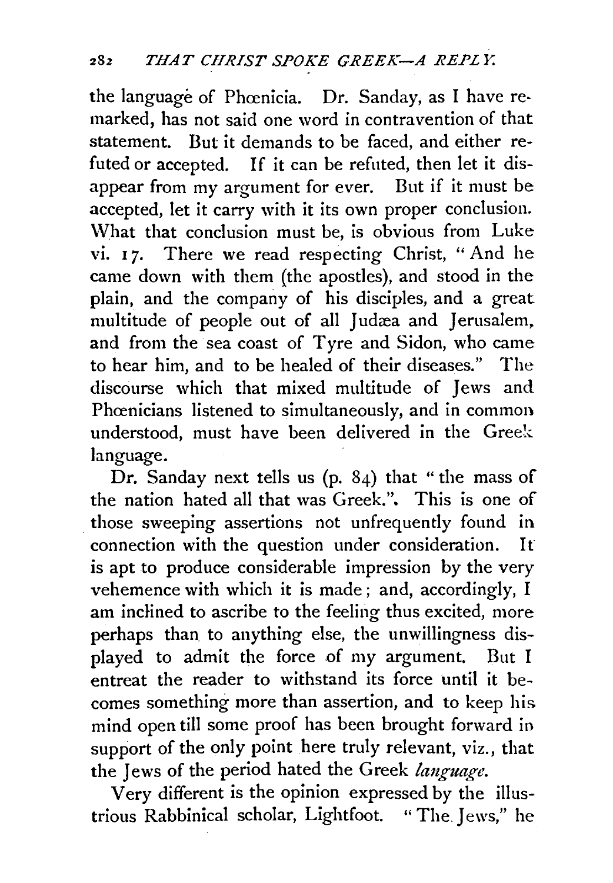the language of Phœnicia. Dr. Sanday, as I have remarked, has not said one word in contravention of that statement. But it demands to be faced, and either refuted or accepted. If it can be refuted, then let it disappear from my argument for ever. But if it must be accepted, let it carry with it its own proper conclusion. What that conclusion must be, is obvious from Luke vi. 17. There we read respecting Christ, "And he came down with them (the apostles), and stood in the plain, and the company of his disciples, and a great multitude of people out of all Judæa and Jerusalem, and from the sea coast of Tyre and Sidon, who came to hear him, and to be healed of their diseases." The discourse which that mixed multitude of Jews and Phœnicians listened to simultaneously, and in common understood, must have been delivered in the Greek language.

Dr. Sanday next tells us (p. 84) that "the mass of the nation hated all that was Greek.". This is one of those sweeping assertions not unfrequently found in connection with the question under consideration. It is apt to produce considerable impression by the very vehemence with which it is made; and, accordingly, I am inclined to ascribe to the feeling thus excited, more perhaps than to anything else, the unwillingness displayed to admit the force of my argument. But I entreat the reader to withstand its force until it becomes something more than assertion, and to keep his mind open till some proof has been brought forward in support of the only point here truly relevant, viz., that the Jews of the period hated the Greek *language*.

Very different is the opinion expressed by the illustrious Rabbinical scholar, Lightfoot. "The Jews," he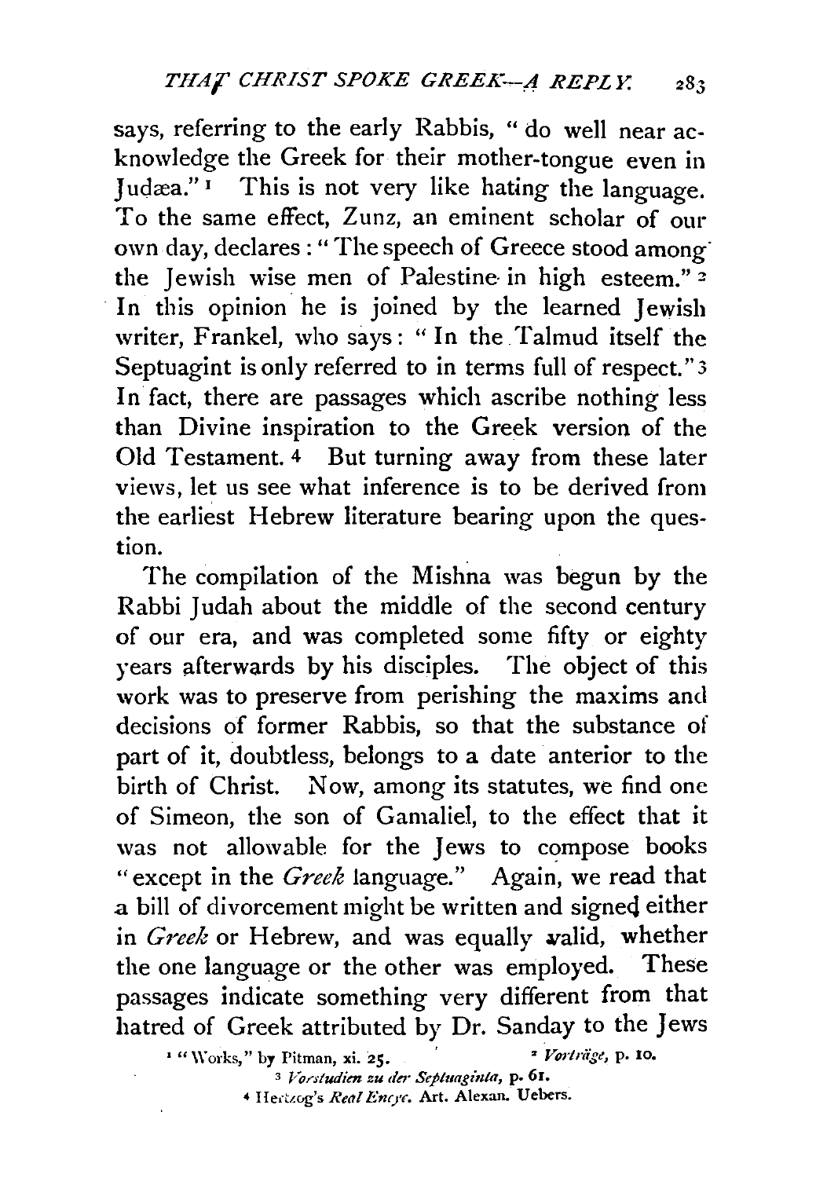says, referring to the early Rabbis, "do well near acknowledge the Greek for their mother-tongue even in Judæa."[1] This is not very like hating the language. To the same effect, Zunz, an eminent scholar of our own day, declares: "The speech of Greece stood among the Jewish wise men of Palestine in high esteem."[2] In this opinion he is joined by the learned Jewish writer, Frankel, who says: "In the Talmud itself the Septuagint is only referred to in terms full of respect."[3] In fact, there are passages which ascribe nothing less than Divine inspiration to the Greek version of the Old Testament.[4] But turning away from these later views, let us see what inference is to be derived from the earliest Hebrew literature bearing upon the question.

The compilation of the Mishna was begun by the Rabbi Judah about the middle of the second century of our era, and was completed some fifty or eighty years afterwards by his disciples. The object of this work was to preserve from perishing the maxims and decisions of former Rabbis, so that the substance of part of it, doubtless, belongs to a date anterior to the birth of Christ. Now, among its statutes, we find one of Simeon, the son of Gamaliel, to the effect that it was not allowable for the Jews to compose books "except in the *Greek* language." Again, we read that a bill of divorcement might be written and signed either in *Greek* or Hebrew, and was equally valid, whether the one language or the other was employed. These passages indicate something very different from that hatred of Greek attributed by Dr. Sanday to the Jews

[1] "Works," by Pitman, xi. 25.

[2] *Vorträge*, p. 10.

[3] *Vorstudien zu der Septuaginta*, p. 61.

[4] Hertzog's *Real Encyc.* Art. Alexan. Uebers.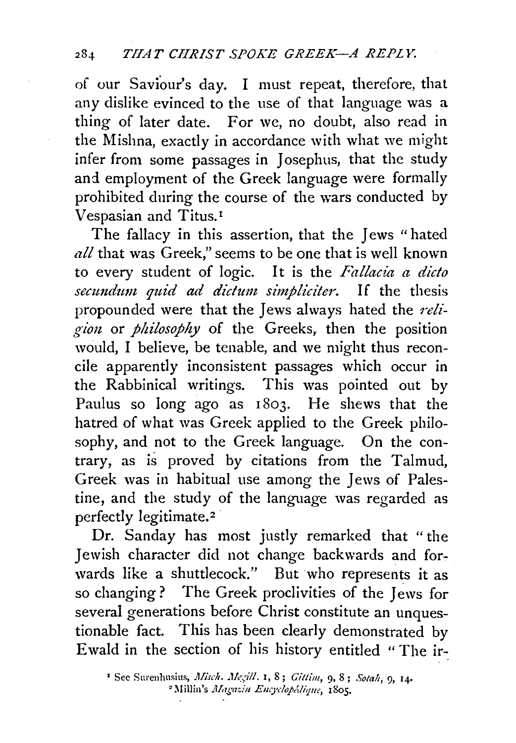of our Saviour's day. I must repeat, therefore, that any dislike evinced to the use of that language was a thing of later date. For we, no doubt, also read in the Mishna, exactly in accordance with what we might infer from some passages in Josephus, that the study and employment of the Greek language were formally prohibited during the course of the wars conducted by Vespasian and Titus.[1]

The fallacy in this assertion, that the Jews "hated *all* that was Greek," seems to be one that is well known to every student of logic. It is the *Fallacia a dicto secundum quid ad dictum simpliciter*. If the thesis propounded were that the Jews always hated the *religion* or *philosophy* of the Greeks, then the position would, I believe, be tenable, and we might thus reconcile apparently inconsistent passages which occur in the Rabbinical writings. This was pointed out by Paulus so long ago as 1803. He shews that the hatred of what was Greek applied to the Greek philosophy, and not to the Greek language. On the contrary, as is proved by citations from the Talmud, Greek was in habitual use among the Jews of Palestine, and the study of the language was regarded as perfectly legitimate.[2]

Dr. Sanday has most justly remarked that "the Jewish character did not change backwards and forwards like a shuttlecock." But who represents it as so changing? The Greek proclivities of the Jews for several generations before Christ constitute an unquestionable fact. This has been clearly demonstrated by Ewald in the section of his history entitled "The ir-

[1] See Surenhusius, *Misch. Megill.* 1, 8; *Gittin*, 9, 8; *Sotah*, 9, 14.

[2] Millin's *Magazin Encyclopédique*, 1805.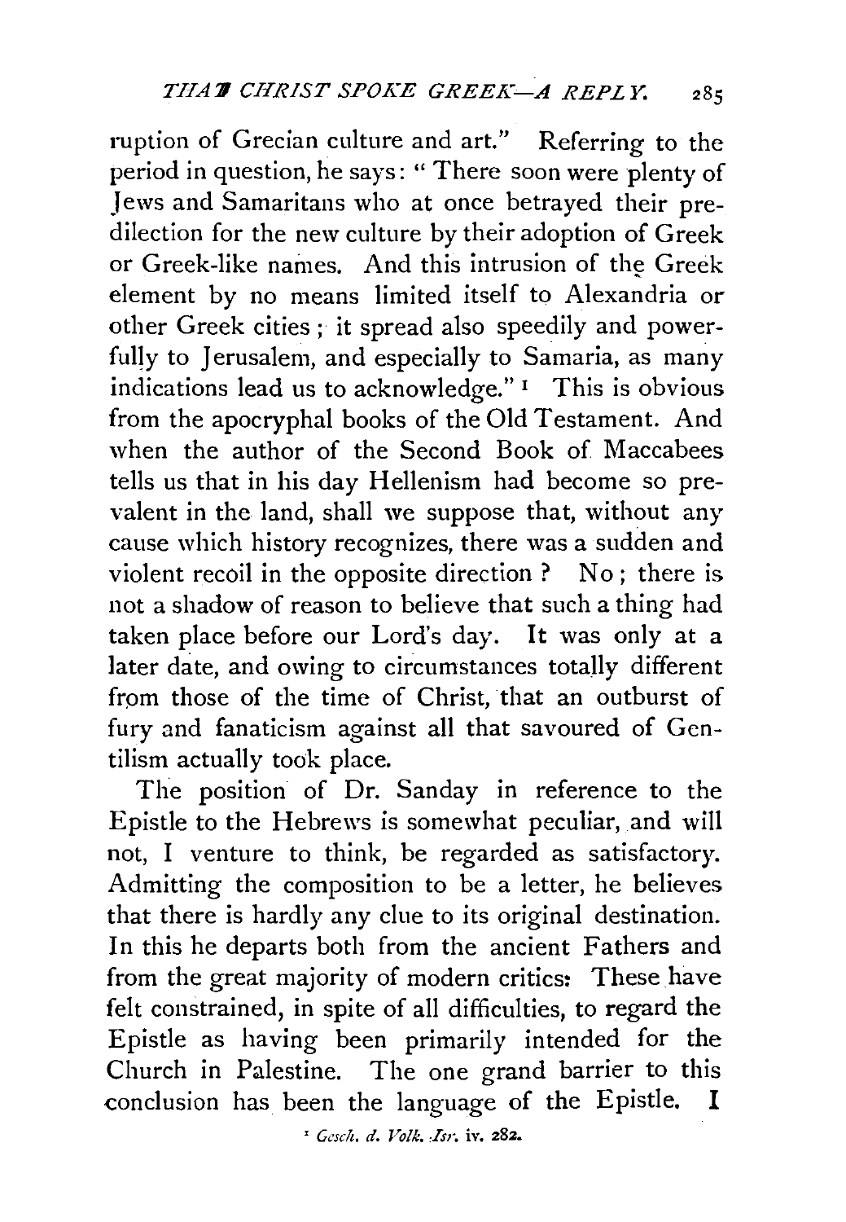ruption of Grecian culture and art." Referring to the period in question, he says: "There soon were plenty of Jews and Samaritans who at once betrayed their predilection for the new culture by their adoption of Greek or Greek-like names. And this intrusion of the Greek element by no means limited itself to Alexandria or other Greek cities; it spread also speedily and powerfully to Jerusalem, and especially to Samaria, as many indications lead us to acknowledge."[1] This is obvious from the apocryphal books of the Old Testament. And when the author of the Second Book of Maccabees tells us that in his day Hellenism had become so prevalent in the land, shall we suppose that, without any cause which history recognizes, there was a sudden and violent recoil in the opposite direction? No; there is not a shadow of reason to believe that such a thing had taken place before our Lord's day. It was only at a later date, and owing to circumstances totally different from those of the time of Christ, that an outburst of fury and fanaticism against all that savoured of Gentilism actually took place.

The position of Dr. Sanday in reference to the Epistle to the Hebrews is somewhat peculiar, and will not, I venture to think, be regarded as satisfactory. Admitting the composition to be a letter, he believes that there is hardly any clue to its original destination. In this he departs both from the ancient Fathers and from the great majority of modern critics: These have felt constrained, in spite of all difficulties, to regard the Epistle as having been primarily intended for the Church in Palestine. The one grand barrier to this conclusion has been the language of the Epistle. I

[1] *Gesch. d. Volk. Isr.* iv. 282.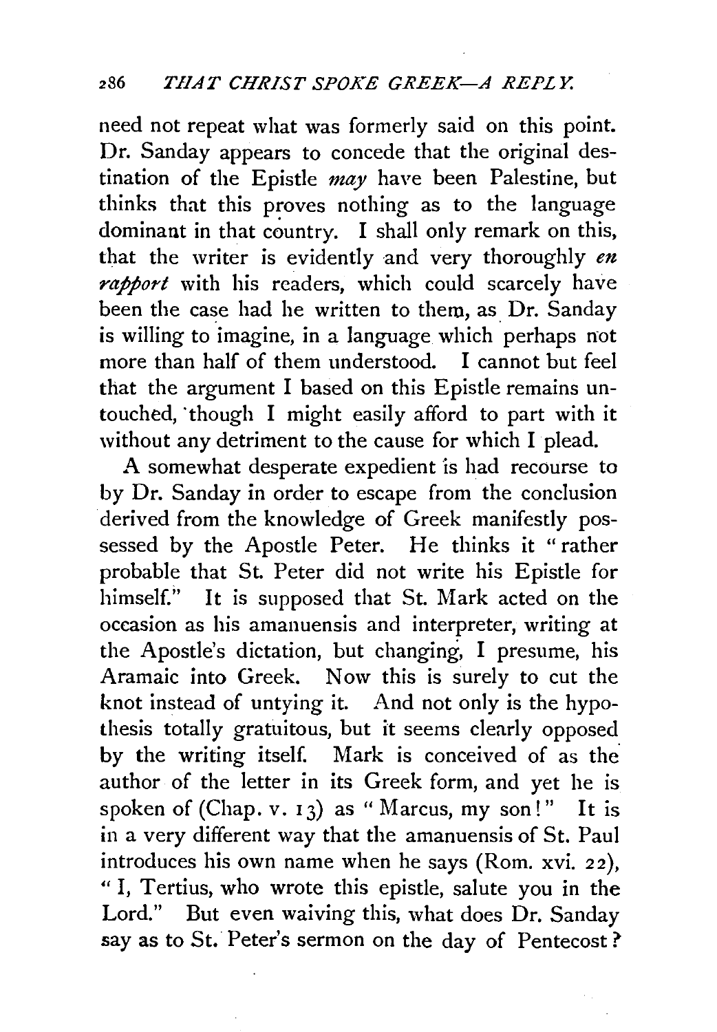need not repeat what was formerly said on this point. Dr. Sanday appears to concede that the original destination of the Epistle *may* have been Palestine, but thinks that this proves nothing as to the language dominant in that country. I shall only remark on this, that the writer is evidently and very thoroughly *en rapport* with his readers, which could scarcely have been the case had he written to them, as Dr. Sanday is willing to imagine, in a language which perhaps not more than half of them understood. I cannot but feel that the argument I based on this Epistle remains untouched, though I might easily afford to part with it without any detriment to the cause for which I plead.

A somewhat desperate expedient is had recourse to by Dr. Sanday in order to escape from the conclusion derived from the knowledge of Greek manifestly possessed by the Apostle Peter. He thinks it "rather probable that St. Peter did not write his Epistle for himself." It is supposed that St. Mark acted on the occasion as his amanuensis and interpreter, writing at the Apostle's dictation, but changing, I presume, his Aramaic into Greek. Now this is surely to cut the knot instead of untying it. And not only is the hypothesis totally gratuitous, but it seems clearly opposed by the writing itself. Mark is conceived of as the author of the letter in its Greek form, and yet he is spoken of (Chap. v. 13) as "Marcus, my son!" It is in a very different way that the amanuensis of St. Paul introduces his own name when he says (Rom. xvi. 22), "I, Tertius, who wrote this epistle, salute you in the Lord." But even waiving this, what does Dr. Sanday say as to St. Peter's sermon on the day of Pentecost?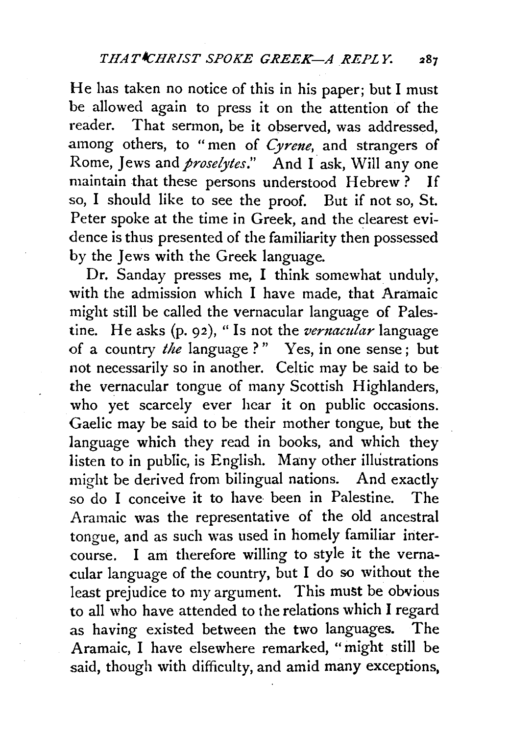He has taken no notice of this in his paper; but I must be allowed again to press it on the attention of the reader. That sermon, be it observed, was addressed, among others, to "men of *Cyrene*, and strangers of Rome, Jews and *proselytes*." And I ask, Will any one maintain that these persons understood Hebrew? If so, I should like to see the proof. But if not so, St. Peter spoke at the time in Greek, and the clearest evidence is thus presented of the familiarity then possessed by the Jews with the Greek language.

Dr. Sanday presses me, I think somewhat unduly, with the admission which I have made, that Aramaic might still be called the vernacular language of Palestine. He asks (p. 92), "Is not the *vernacular* language of a country *the* language?" Yes, in one sense; but not necessarily so in another. Celtic may be said to be the vernacular tongue of many Scottish Highlanders, who yet scarcely ever hear it on public occasions. Gaelic may be said to be their mother tongue, but the language which they read in books, and which they listen to in public, is English. Many other illustrations might be derived from bilingual nations. And exactly so do I conceive it to have been in Palestine. The Aramaic was the representative of the old ancestral tongue, and as such was used in homely familiar intercourse. I am therefore willing to style it the vernacular language of the country, but I do so without the least prejudice to my argument. This must be obvious to all who have attended to the relations which I regard as having existed between the two languages. The Aramaic, I have elsewhere remarked, "might still be said, though with difficulty, and amid many exceptions,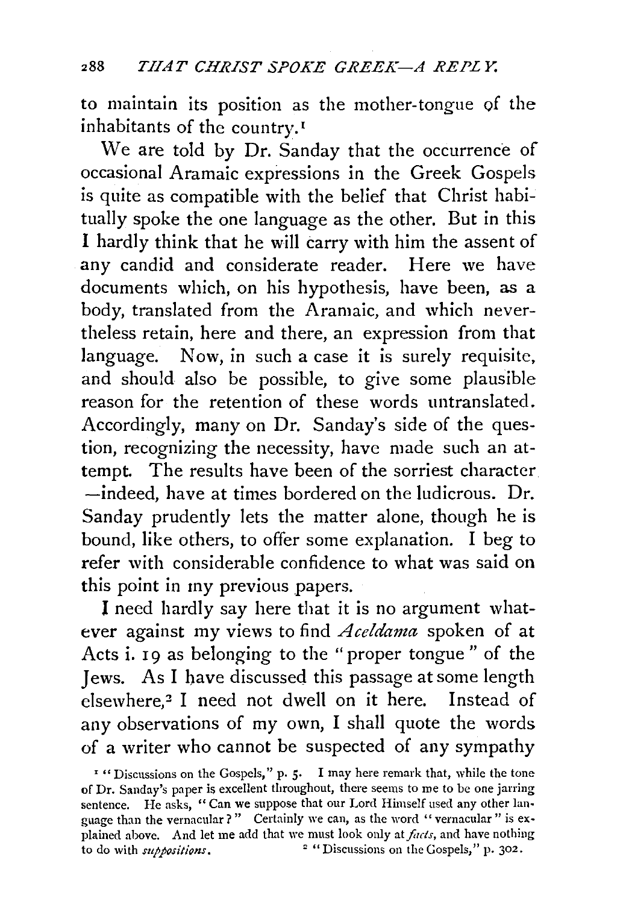to maintain its position as the mother-tongue of the inhabitants of the country.[1]

We are told by Dr. Sanday that the occurrence of occasional Aramaic expressions in the Greek Gospels is quite as compatible with the belief that Christ habitually spoke the one language as the other. But in this I hardly think that he will carry with him the assent of any candid and considerate reader. Here we have documents which, on his hypothesis, have been, as a body, translated from the Aramaic, and which nevertheless retain, here and there, an expression from that language. Now, in such a case it is surely requisite, and should also be possible, to give some plausible reason for the retention of these words untranslated. Accordingly, many on Dr. Sanday's side of the question, recognizing the necessity, have made such an attempt. The results have been of the sorriest character —indeed, have at times bordered on the ludicrous. Dr. Sanday prudently lets the matter alone, though he is bound, like others, to offer some explanation. I beg to refer with considerable confidence to what was said on this point in my previous papers.

I need hardly say here that it is no argument whatever against my views to find *Aceldama* spoken of at Acts i. 19 as belonging to the "proper tongue" of the Jews. As I have discussed this passage at some length elsewhere,[2] I need not dwell on it here. Instead of any observations of my own, I shall quote the words of a writer who cannot be suspected of any sympathy

[1] "Discussions on the Gospels," p. 5. I may here remark that, while the tone of Dr. Sanday's paper is excellent throughout, there seems to me to be one jarring sentence. He asks, "Can we suppose that our Lord Himself used any other language than the vernacular?" Certainly we can, as the word "vernacular" is explained above. And let me add that we must look only at *facts*, and have nothing to do with *suppositions*.

[2] "Discussions on the Gospels," p. 302.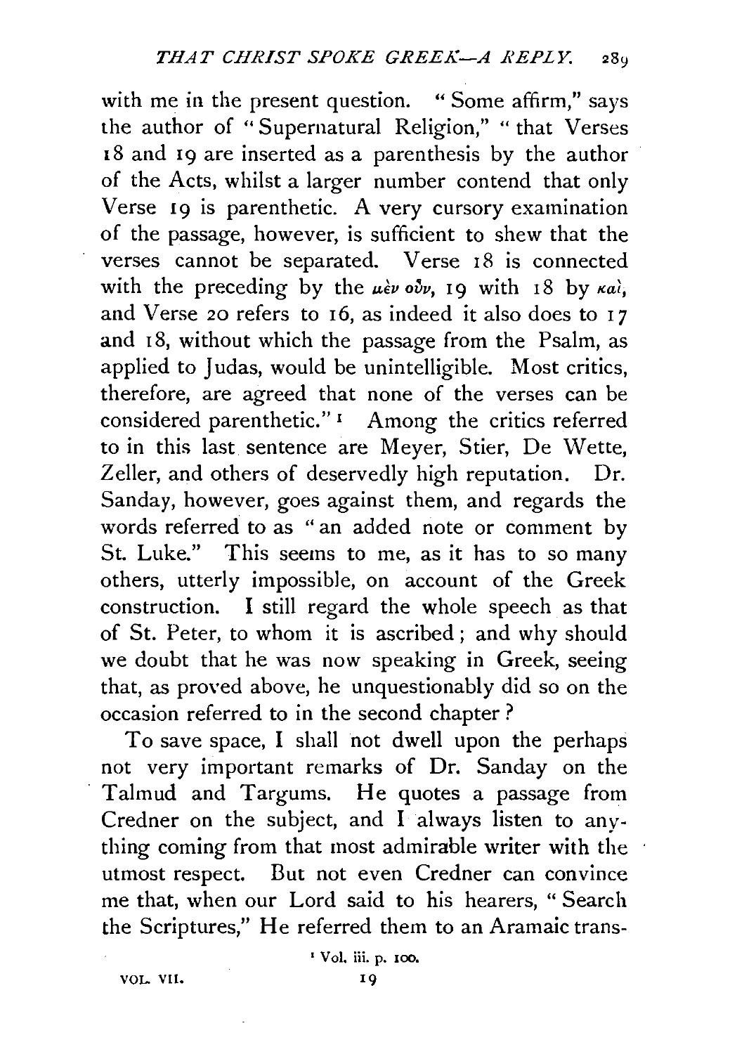with me in the present question. "Some affirm," says the author of "Supernatural Religion," "that Verses 18 and 19 are inserted as a parenthesis by the author of the Acts, whilst a larger number contend that only Verse 19 is parenthetic. A very cursory examination of the passage, however, is sufficient to shew that the verses cannot be separated. Verse 18 is connected with the preceding by the μὲν οὖν, 19 with 18 by καὶ, and Verse 20 refers to 16, as indeed it also does to 17 and 18, without which the passage from the Psalm, as applied to Judas, would be unintelligible. Most critics, therefore, are agreed that none of the verses can be considered parenthetic."[1] Among the critics referred to in this last sentence are Meyer, Stier, De Wette, Zeller, and others of deservedly high reputation. Dr. Sanday, however, goes against them, and regards the words referred to as "an added note or comment by St. Luke." This seems to me, as it has to so many others, utterly impossible, on account of the Greek construction. I still regard the whole speech as that of St. Peter, to whom it is ascribed; and why should we doubt that he was now speaking in Greek, seeing that, as proved above, he unquestionably did so on the occasion referred to in the second chapter?

To save space, I shall not dwell upon the perhaps not very important remarks of Dr. Sanday on the Talmud and Targums. He quotes a passage from Credner on the subject, and I always listen to anything coming from that most admirable writer with the utmost respect. But not even Credner can convince me that, when our Lord said to his hearers, "Search the Scriptures," He referred them to an Aramaic trans-

[1] Vol. iii. p. 100.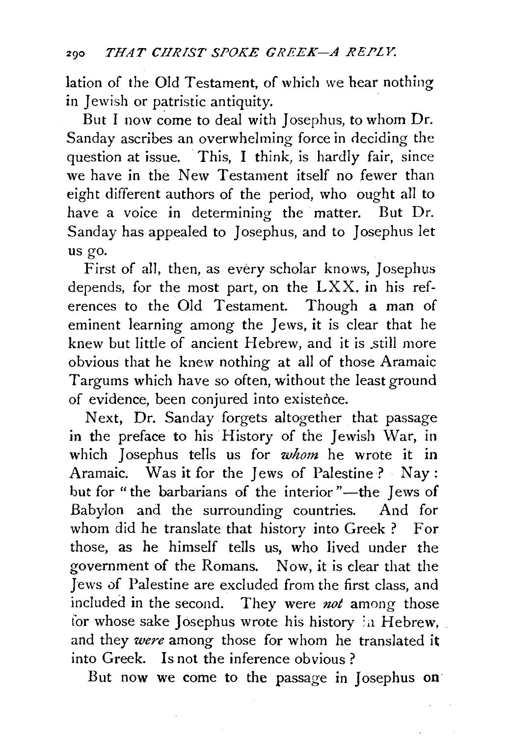lation of the Old Testament, of which we hear nothing in Jewish or patristic antiquity.

But I now come to deal with Josephus, to whom Dr. Sanday ascribes an overwhelming force in deciding the question at issue. This, I think, is hardly fair, since we have in the New Testament itself no fewer than eight different authors of the period, who ought all to have a voice in determining the matter. But Dr. Sanday has appealed to Josephus, and to Josephus let us go.

First of all, then, as every scholar knows, Josephus depends, for the most part, on the LXX. in his references to the Old Testament. Though a man of eminent learning among the Jews, it is clear that he knew but little of ancient Hebrew, and it is still more obvious that he knew nothing at all of those Aramaic Targums which have so often, without the least ground of evidence, been conjured into existence.

Next, Dr. Sanday forgets altogether that passage in the preface to his History of the Jewish War, in which Josephus tells us for *whom* he wrote it in Aramaic. Was it for the Jews of Palestine? Nay: but for "the barbarians of the interior"—the Jews of Babylon and the surrounding countries. And for whom did he translate that history into Greek? For those, as he himself tells us, who lived under the government of the Romans. Now, it is clear that the Jews of Palestine are excluded from the first class, and included in the second. They were *not* among those for whose sake Josephus wrote his history in Hebrew, and they *were* among those for whom he translated it into Greek. Is not the inference obvious?

But now we come to the passage in Josephus on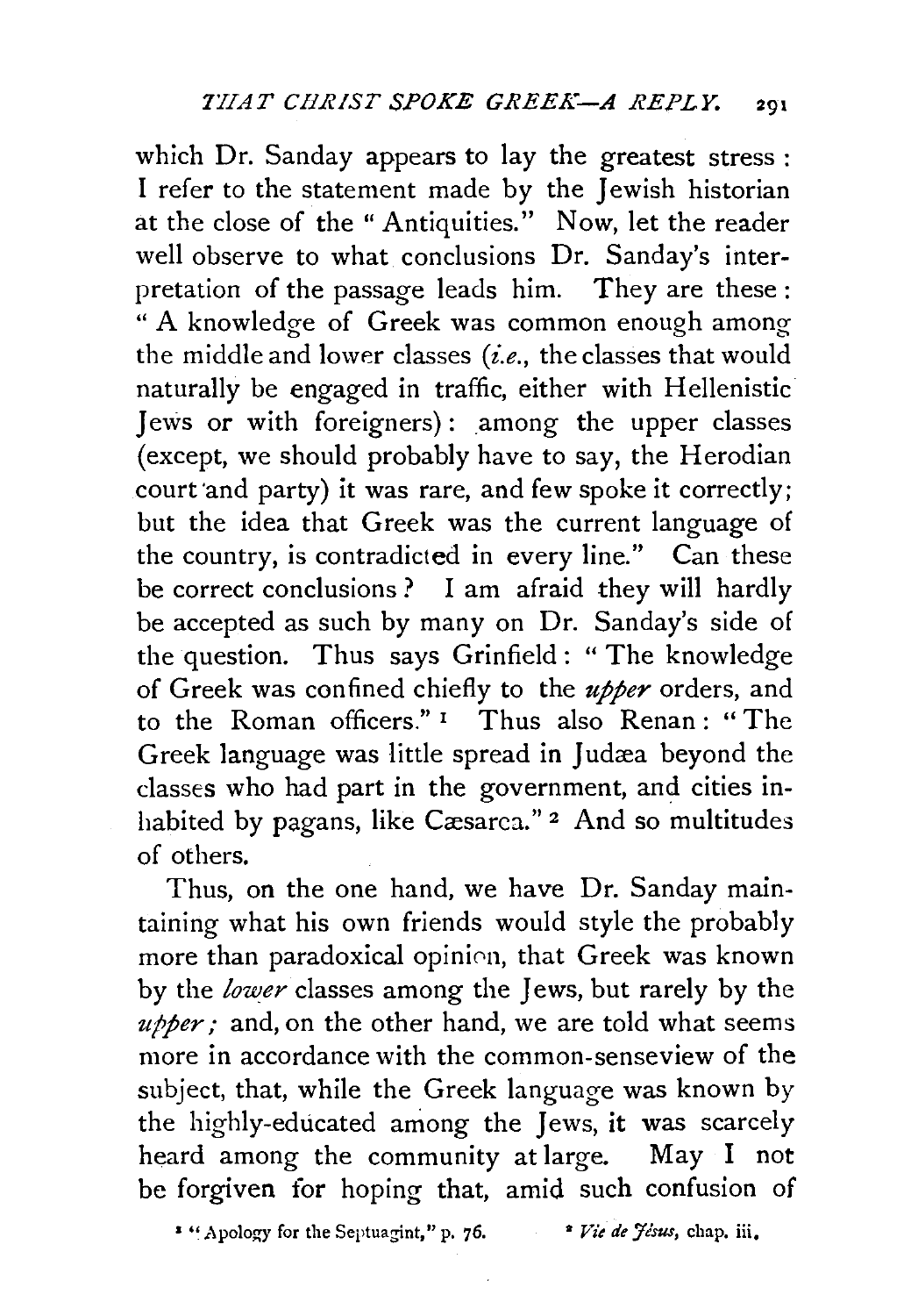which Dr. Sanday appears to lay the greatest stress: I refer to the statement made by the Jewish historian at the close of the "Antiquities." Now, let the reader well observe to what conclusions Dr. Sanday's interpretation of the passage leads him. They are these: "A knowledge of Greek was common enough among the middle and lower classes (*i.e.*, the classes that would naturally be engaged in traffic, either with Hellenistic Jews or with foreigners): among the upper classes (except, we should probably have to say, the Herodian court and party) it was rare, and few spoke it correctly; but the idea that Greek was the current language of the country, is contradicted in every line." Can these be correct conclusions? I am afraid they will hardly be accepted as such by many on Dr. Sanday's side of the question. Thus says Grinfield: "The knowledge of Greek was confined chiefly to the *upper* orders, and to the Roman officers."[1] Thus also Renan: "The Greek language was little spread in Judæa beyond the classes who had part in the government, and cities inhabited by pagans, like Cæsarea."[2] And so multitudes of others.

Thus, on the one hand, we have Dr. Sanday maintaining what his own friends would style the probably more than paradoxical opinion, that Greek was known by the *lower* classes among the Jews, but rarely by the *upper*; and, on the other hand, we are told what seems more in accordance with the common-senseview of the subject, that, while the Greek language was known by the highly-educated among the Jews, it was scarcely heard among the community at large. May I not be forgiven for hoping that, amid such confusion of

[1] "Apology for the Septuagint," p. 76.

[2] *Vie de Jésus*, chap. iii.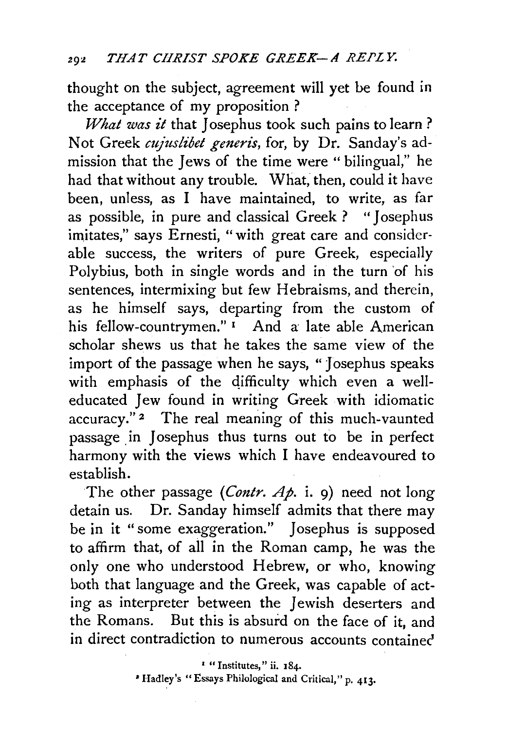thought on the subject, agreement will yet be found in the acceptance of my proposition?

*What was it* that Josephus took such pains to learn? Not Greek *cujuslibet generis*, for, by Dr. Sanday's admission that the Jews of the time were "bilingual," he had that without any trouble. What, then, could it have been, unless, as I have maintained, to write, as far as possible, in pure and classical Greek? "Josephus imitates," says Ernesti, "with great care and considerable success, the writers of pure Greek, especially Polybius, both in single words and in the turn of his sentences, intermixing but few Hebraisms, and therein, as he himself says, departing from the custom of his fellow-countrymen."[1] And a late able American scholar shews us that he takes the same view of the import of the passage when he says, "Josephus speaks with emphasis of the difficulty which even a well-educated Jew found in writing Greek with idiomatic accuracy."[2] The real meaning of this much-vaunted passage in Josephus thus turns out to be in perfect harmony with the views which I have endeavoured to establish.

The other passage (*Contr. Ap.* i. 9) need not long detain us. Dr. Sanday himself admits that there may be in it "some exaggeration." Josephus is supposed to affirm that, of all in the Roman camp, he was the only one who understood Hebrew, or who, knowing both that language and the Greek, was capable of acting as interpreter between the Jewish deserters and the Romans. But this is absurd on the face of it, and in direct contradiction to numerous accounts contained

[1] "Institutes," ii. 184.

[2] Hadley's "Essays Philological and Critical," p. 413.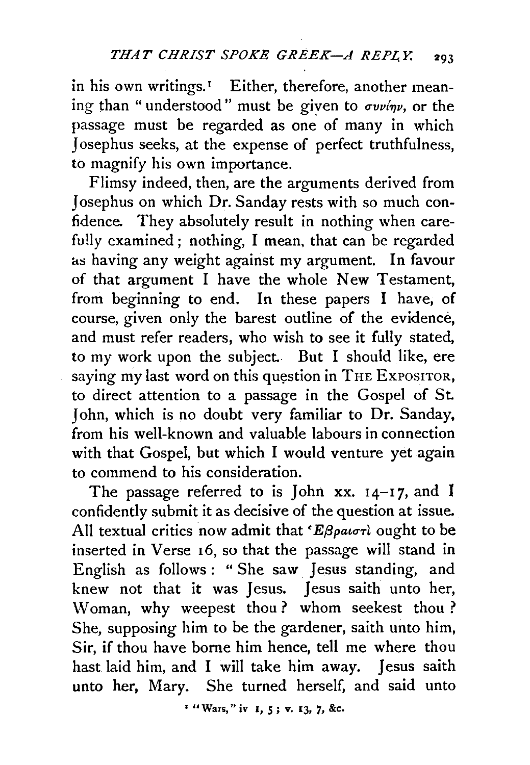in his own writings.[1] Either, therefore, another meaning than "understood" must be given to συνίην, or the passage must be regarded as one of many in which Josephus seeks, at the expense of perfect truthfulness, to magnify his own importance.

Flimsy indeed, then, are the arguments derived from Josephus on which Dr. Sanday rests with so much confidence. They absolutely result in nothing when carefully examined; nothing, I mean, that can be regarded as having any weight against my argument. In favour of that argument I have the whole New Testament, from beginning to end. In these papers I have, of course, given only the barest outline of the evidence, and must refer readers, who wish to see it fully stated, to my work upon the subject. But I should like, ere saying my last word on this question in THE EXPOSITOR, to direct attention to a passage in the Gospel of St. John, which is no doubt very familiar to Dr. Sanday, from his well-known and valuable labours in connection with that Gospel, but which I would venture yet again to commend to his consideration.

The passage referred to is John xx. 14–17, and I confidently submit it as decisive of the question at issue. All textual critics now admit that Ἑβραϊστὶ ought to be inserted in Verse 16, so that the passage will stand in English as follows: "She saw Jesus standing, and knew not that it was Jesus. Jesus saith unto her, Woman, why weepest thou? whom seekest thou? She, supposing him to be the gardener, saith unto him, Sir, if thou have borne him hence, tell me where thou hast laid him, and I will take him away. Jesus saith unto her, Mary. She turned herself, and said unto

[1] "Wars," iv 1, 5; v. 13, 7, &c.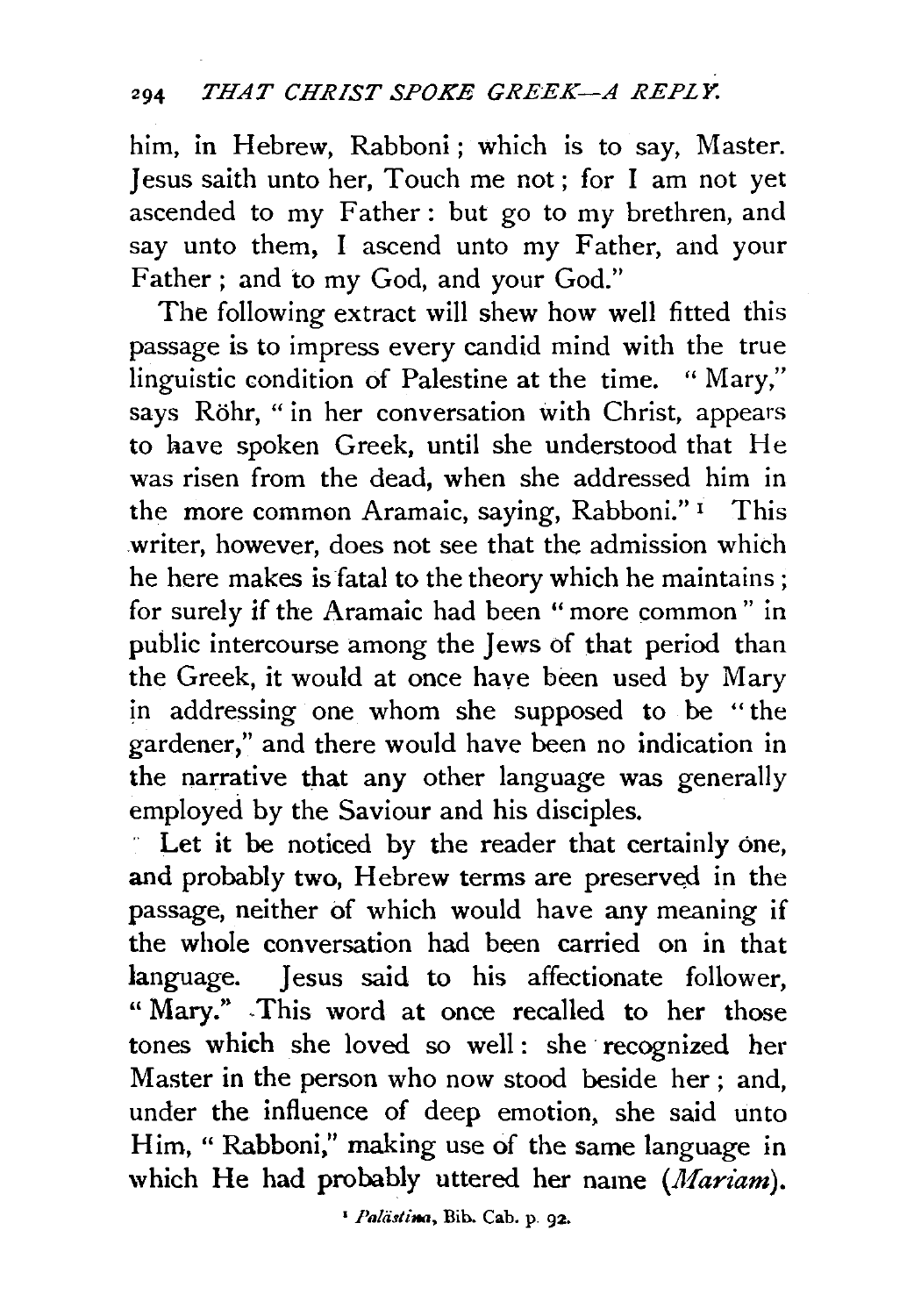him, in Hebrew, Rabboni; which is to say, Master. Jesus saith unto her, Touch me not; for I am not yet ascended to my Father: but go to my brethren, and say unto them, I ascend unto my Father, and your Father; and to my God, and your God."

The following extract will shew how well fitted this passage is to impress every candid mind with the true linguistic condition of Palestine at the time. "Mary," says Röhr, "in her conversation with Christ, appears to have spoken Greek, until she understood that He was risen from the dead, when she addressed him in the more common Aramaic, saying, Rabboni."[1] This writer, however, does not see that the admission which he here makes is fatal to the theory which he maintains; for surely if the Aramaic had been "more common" in public intercourse among the Jews of that period than the Greek, it would at once have been used by Mary in addressing one whom she supposed to be "the gardener," and there would have been no indication in the narrative that any other language was generally employed by the Saviour and his disciples.

Let it be noticed by the reader that certainly one, and probably two, Hebrew terms are preserved in the passage, neither of which would have any meaning if the whole conversation had been carried on in that language. Jesus said to his affectionate follower, "Mary." This word at once recalled to her those tones which she loved so well: she recognized her Master in the person who now stood beside her; and, under the influence of deep emotion, she said unto Him, "Rabboni," making use of the same language in which He had probably uttered her name (*Mariam*).

[1] *Palästina*, Bib. Cab. p. 92.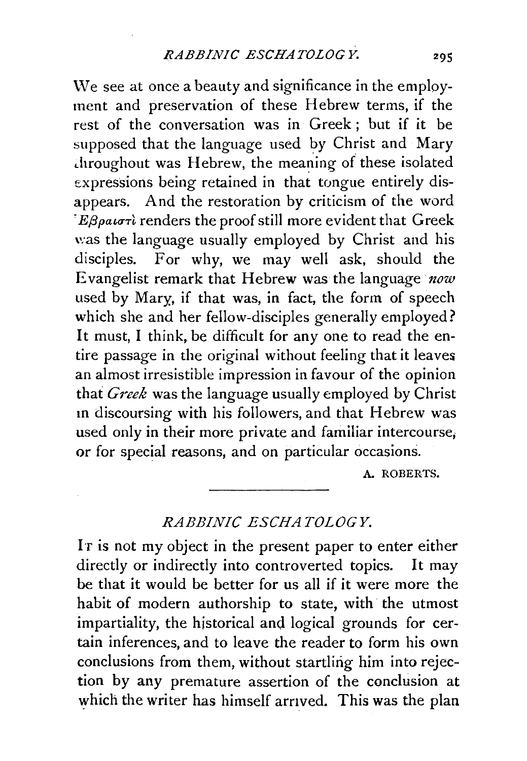We see at once a beauty and significance in the employment and preservation of these Hebrew terms, if the rest of the conversation was in Greek; but if it be supposed that the language used by Christ and Mary throughout was Hebrew, the meaning of these isolated expressions being retained in that tongue entirely disappears. And the restoration by criticism of the word Ἑβραϊστὶ renders the proof still more evident that Greek was the language usually employed by Christ and his disciples. For why, we may well ask, should the Evangelist remark that Hebrew was the language *now* used by Mary, if that was, in fact, the form of speech which she and her fellow-disciples generally employed? It must, I think, be difficult for any one to read the entire passage in the original without feeling that it leaves an almost irresistible impression in favour of the opinion that *Greek* was the language usually employed by Christ in discoursing with his followers, and that Hebrew was used only in their more private and familiar intercourse, or for special reasons, and on particular occasions.

A. ROBERTS.

---

## *RABBINIC ESCHATOLOGY.*

It is not my object in the present paper to enter either directly or indirectly into controverted topics. It may be that it would be better for us all if it were more the habit of modern authorship to state, with the utmost impartiality, the historical and logical grounds for certain inferences, and to leave the reader to form his own conclusions from them, without startling him into rejection by any premature assertion of the conclusion at which the writer has himself arrived. This was the plan